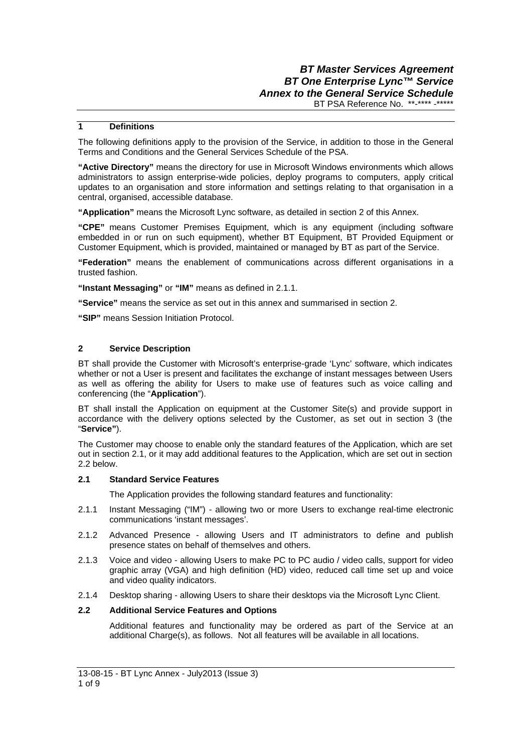***BT Master Services Agreement***
***BT One Enterprise Lync™ Service***
***Annex to the General Service Schedule***
BT PSA Reference No. **-**** -*****

## 1 Definitions

The following definitions apply to the provision of the Service, in addition to those in the General Terms and Conditions and the General Services Schedule of the PSA.

**"Active Directory"** means the directory for use in Microsoft Windows environments which allows administrators to assign enterprise-wide policies, deploy programs to computers, apply critical updates to an organisation and store information and settings relating to that organisation in a central, organised, accessible database.

**"Application"** means the Microsoft Lync software, as detailed in section 2 of this Annex.

**"CPE"** means Customer Premises Equipment, which is any equipment (including software embedded in or run on such equipment), whether BT Equipment, BT Provided Equipment or Customer Equipment, which is provided, maintained or managed by BT as part of the Service.

**"Federation"** means the enablement of communications across different organisations in a trusted fashion.

**"Instant Messaging"** or **"IM"** means as defined in 2.1.1.

**"Service"** means the service as set out in this annex and summarised in section 2.

**"SIP"** means Session Initiation Protocol.

## 2 Service Description

BT shall provide the Customer with Microsoft's enterprise-grade 'Lync' software, which indicates whether or not a User is present and facilitates the exchange of instant messages between Users as well as offering the ability for Users to make use of features such as voice calling and conferencing (the "**Application**").

BT shall install the Application on equipment at the Customer Site(s) and provide support in accordance with the delivery options selected by the Customer, as set out in section 3 (the "**Service"**).

The Customer may choose to enable only the standard features of the Application, which are set out in section 2.1, or it may add additional features to the Application, which are set out in section 2.2 below.

### 2.1 Standard Service Features

The Application provides the following standard features and functionality:

2.1.1 Instant Messaging ("IM") - allowing two or more Users to exchange real-time electronic communications 'instant messages'.

2.1.2 Advanced Presence - allowing Users and IT administrators to define and publish presence states on behalf of themselves and others.

2.1.3 Voice and video - allowing Users to make PC to PC audio / video calls, support for video graphic array (VGA) and high definition (HD) video, reduced call time set up and voice and video quality indicators.

2.1.4 Desktop sharing - allowing Users to share their desktops via the Microsoft Lync Client.

### 2.2 Additional Service Features and Options

Additional features and functionality may be ordered as part of the Service at an additional Charge(s), as follows. Not all features will be available in all locations.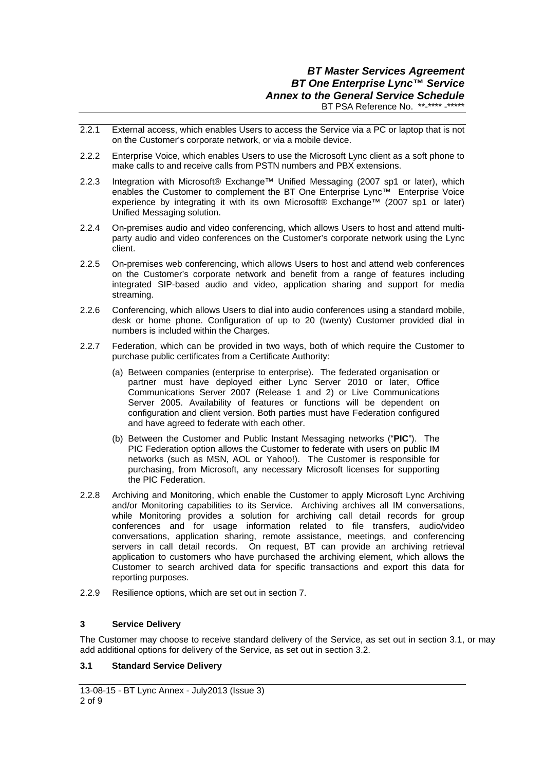2.2.1 External access, which enables Users to access the Service via a PC or laptop that is not on the Customer's corporate network, or via a mobile device.

2.2.2 Enterprise Voice, which enables Users to use the Microsoft Lync client as a soft phone to make calls to and receive calls from PSTN numbers and PBX extensions.

2.2.3 Integration with Microsoft® Exchange™ Unified Messaging (2007 sp1 or later), which enables the Customer to complement the BT One Enterprise Lync™ Enterprise Voice experience by integrating it with its own Microsoft® Exchange™ (2007 sp1 or later) Unified Messaging solution.

2.2.4 On-premises audio and video conferencing, which allows Users to host and attend multi-party audio and video conferences on the Customer's corporate network using the Lync client.

2.2.5 On-premises web conferencing, which allows Users to host and attend web conferences on the Customer's corporate network and benefit from a range of features including integrated SIP-based audio and video, application sharing and support for media streaming.

2.2.6 Conferencing, which allows Users to dial into audio conferences using a standard mobile, desk or home phone. Configuration of up to 20 (twenty) Customer provided dial in numbers is included within the Charges.

2.2.7 Federation, which can be provided in two ways, both of which require the Customer to purchase public certificates from a Certificate Authority:

(a) Between companies (enterprise to enterprise). The federated organisation or partner must have deployed either Lync Server 2010 or later, Office Communications Server 2007 (Release 1 and 2) or Live Communications Server 2005. Availability of features or functions will be dependent on configuration and client version. Both parties must have Federation configured and have agreed to federate with each other.

(b) Between the Customer and Public Instant Messaging networks ("**PIC**"). The PIC Federation option allows the Customer to federate with users on public IM networks (such as MSN, AOL or Yahoo!). The Customer is responsible for purchasing, from Microsoft, any necessary Microsoft licenses for supporting the PIC Federation.

2.2.8 Archiving and Monitoring, which enable the Customer to apply Microsoft Lync Archiving and/or Monitoring capabilities to its Service. Archiving archives all IM conversations, while Monitoring provides a solution for archiving call detail records for group conferences and for usage information related to file transfers, audio/video conversations, application sharing, remote assistance, meetings, and conferencing servers in call detail records. On request, BT can provide an archiving retrieval application to customers who have purchased the archiving element, which allows the Customer to search archived data for specific transactions and export this data for reporting purposes.

2.2.9 Resilience options, which are set out in section 7.

## 3 Service Delivery

The Customer may choose to receive standard delivery of the Service, as set out in section 3.1, or may add additional options for delivery of the Service, as set out in section 3.2.

### 3.1 Standard Service Delivery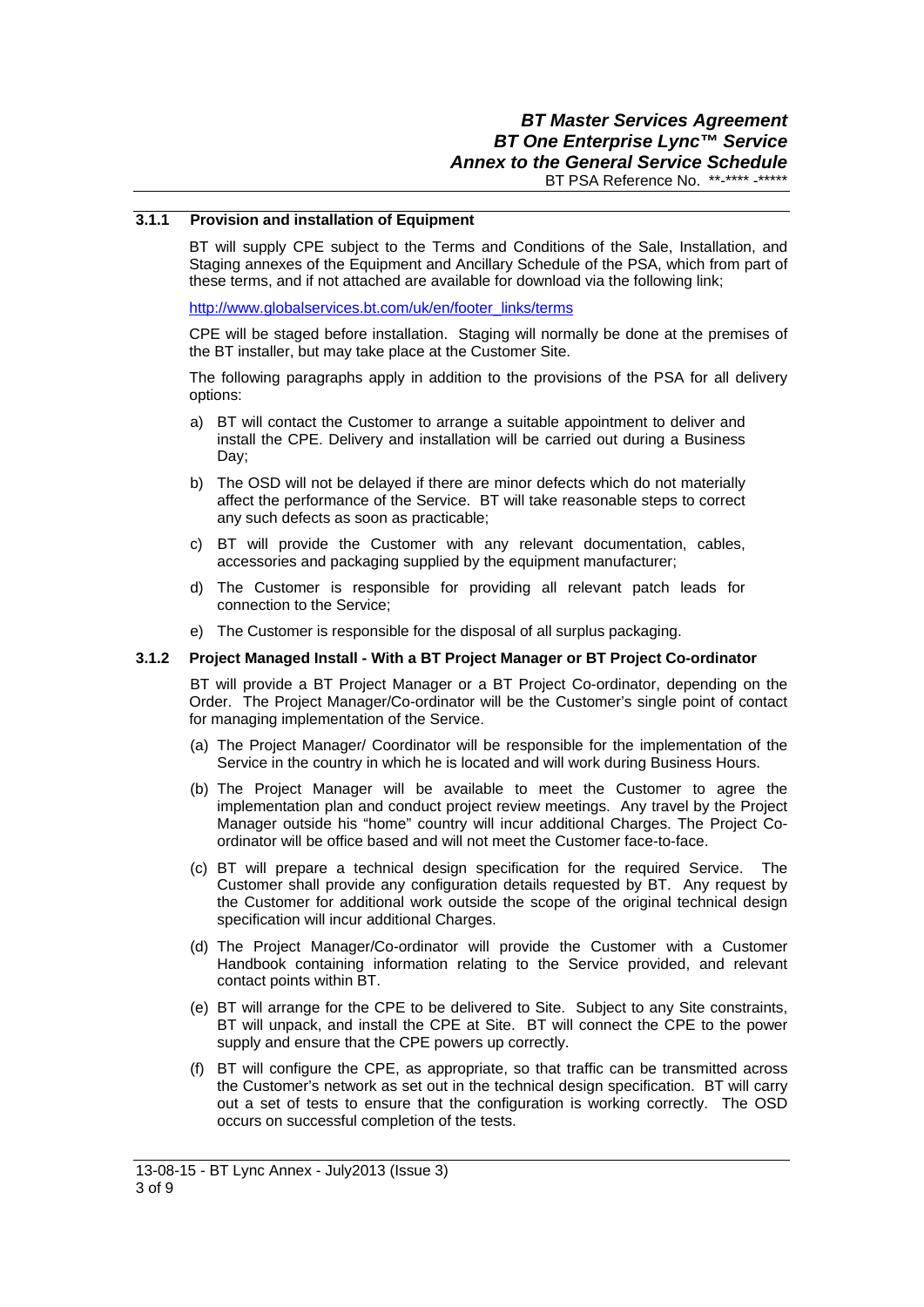### 3.1.1 Provision and installation of Equipment

BT will supply CPE subject to the Terms and Conditions of the Sale, Installation, and Staging annexes of the Equipment and Ancillary Schedule of the PSA, which from part of these terms, and if not attached are available for download via the following link;

http://www.globalservices.bt.com/uk/en/footer_links/terms

CPE will be staged before installation. Staging will normally be done at the premises of the BT installer, but may take place at the Customer Site.

The following paragraphs apply in addition to the provisions of the PSA for all delivery options:

a) BT will contact the Customer to arrange a suitable appointment to deliver and install the CPE. Delivery and installation will be carried out during a Business Day;

b) The OSD will not be delayed if there are minor defects which do not materially affect the performance of the Service. BT will take reasonable steps to correct any such defects as soon as practicable;

c) BT will provide the Customer with any relevant documentation, cables, accessories and packaging supplied by the equipment manufacturer;

d) The Customer is responsible for providing all relevant patch leads for connection to the Service;

e) The Customer is responsible for the disposal of all surplus packaging.

### 3.1.2 Project Managed Install - With a BT Project Manager or BT Project Co-ordinator

BT will provide a BT Project Manager or a BT Project Co-ordinator, depending on the Order. The Project Manager/Co-ordinator will be the Customer's single point of contact for managing implementation of the Service.

(a) The Project Manager/ Coordinator will be responsible for the implementation of the Service in the country in which he is located and will work during Business Hours.

(b) The Project Manager will be available to meet the Customer to agree the implementation plan and conduct project review meetings. Any travel by the Project Manager outside his "home" country will incur additional Charges. The Project Co-ordinator will be office based and will not meet the Customer face-to-face.

(c) BT will prepare a technical design specification for the required Service. The Customer shall provide any configuration details requested by BT. Any request by the Customer for additional work outside the scope of the original technical design specification will incur additional Charges.

(d) The Project Manager/Co-ordinator will provide the Customer with a Customer Handbook containing information relating to the Service provided, and relevant contact points within BT.

(e) BT will arrange for the CPE to be delivered to Site. Subject to any Site constraints, BT will unpack, and install the CPE at Site. BT will connect the CPE to the power supply and ensure that the CPE powers up correctly.

(f) BT will configure the CPE, as appropriate, so that traffic can be transmitted across the Customer's network as set out in the technical design specification. BT will carry out a set of tests to ensure that the configuration is working correctly. The OSD occurs on successful completion of the tests.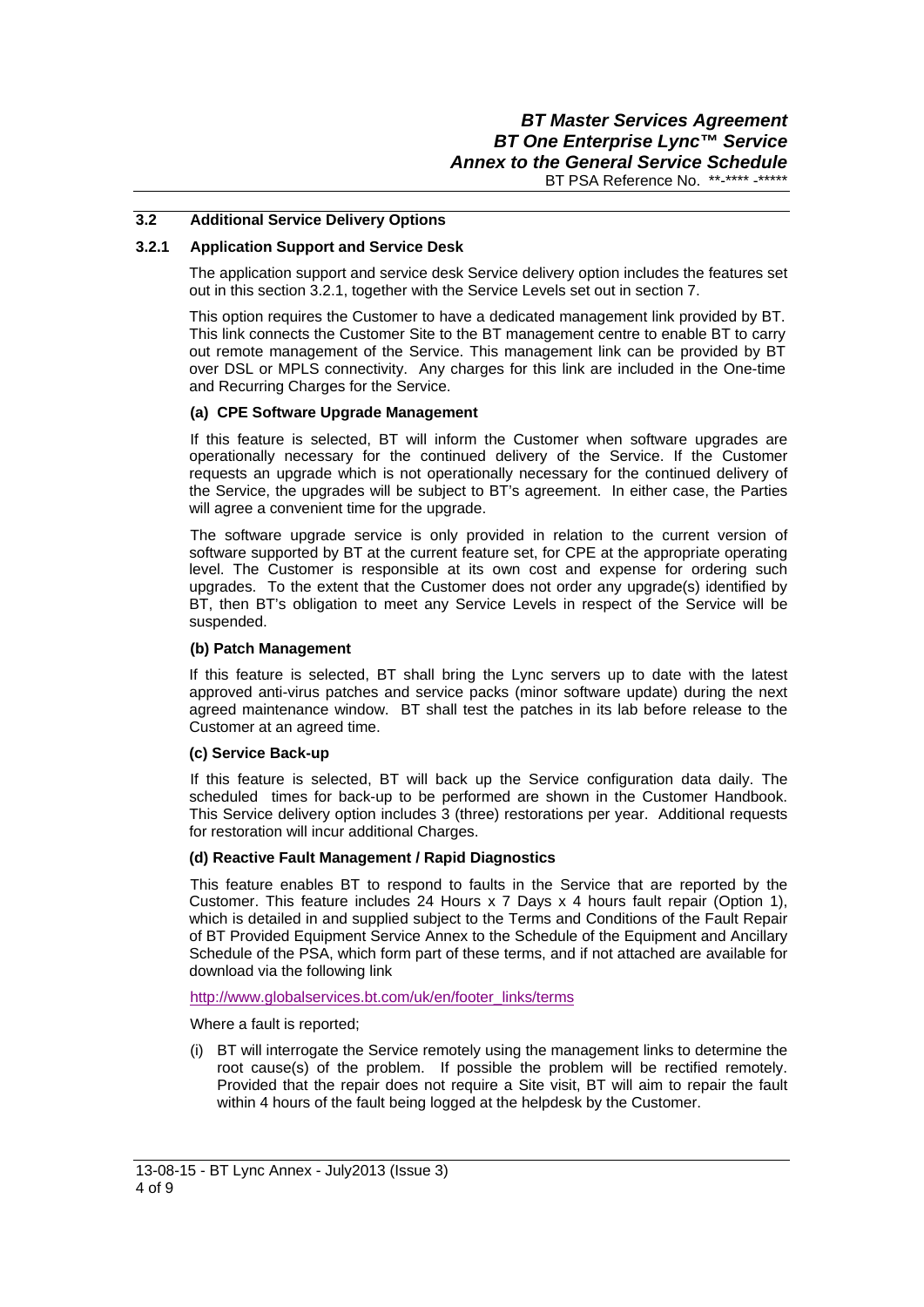## 3.2 Additional Service Delivery Options

### 3.2.1 Application Support and Service Desk

The application support and service desk Service delivery option includes the features set out in this section 3.2.1, together with the Service Levels set out in section 7.

This option requires the Customer to have a dedicated management link provided by BT. This link connects the Customer Site to the BT management centre to enable BT to carry out remote management of the Service. This management link can be provided by BT over DSL or MPLS connectivity. Any charges for this link are included in the One-time and Recurring Charges for the Service.

**(a) CPE Software Upgrade Management**

If this feature is selected, BT will inform the Customer when software upgrades are operationally necessary for the continued delivery of the Service. If the Customer requests an upgrade which is not operationally necessary for the continued delivery of the Service, the upgrades will be subject to BT's agreement. In either case, the Parties will agree a convenient time for the upgrade.

The software upgrade service is only provided in relation to the current version of software supported by BT at the current feature set, for CPE at the appropriate operating level. The Customer is responsible at its own cost and expense for ordering such upgrades. To the extent that the Customer does not order any upgrade(s) identified by BT, then BT's obligation to meet any Service Levels in respect of the Service will be suspended.

**(b) Patch Management**

If this feature is selected, BT shall bring the Lync servers up to date with the latest approved anti-virus patches and service packs (minor software update) during the next agreed maintenance window. BT shall test the patches in its lab before release to the Customer at an agreed time.

**(c) Service Back-up**

If this feature is selected, BT will back up the Service configuration data daily. The scheduled times for back-up to be performed are shown in the Customer Handbook. This Service delivery option includes 3 (three) restorations per year. Additional requests for restoration will incur additional Charges.

**(d) Reactive Fault Management / Rapid Diagnostics**

This feature enables BT to respond to faults in the Service that are reported by the Customer. This feature includes 24 Hours x 7 Days x 4 hours fault repair (Option 1), which is detailed in and supplied subject to the Terms and Conditions of the Fault Repair of BT Provided Equipment Service Annex to the Schedule of the Equipment and Ancillary Schedule of the PSA, which form part of these terms, and if not attached are available for download via the following link

http://www.globalservices.bt.com/uk/en/footer_links/terms

Where a fault is reported;

(i) BT will interrogate the Service remotely using the management links to determine the root cause(s) of the problem. If possible the problem will be rectified remotely. Provided that the repair does not require a Site visit, BT will aim to repair the fault within 4 hours of the fault being logged at the helpdesk by the Customer.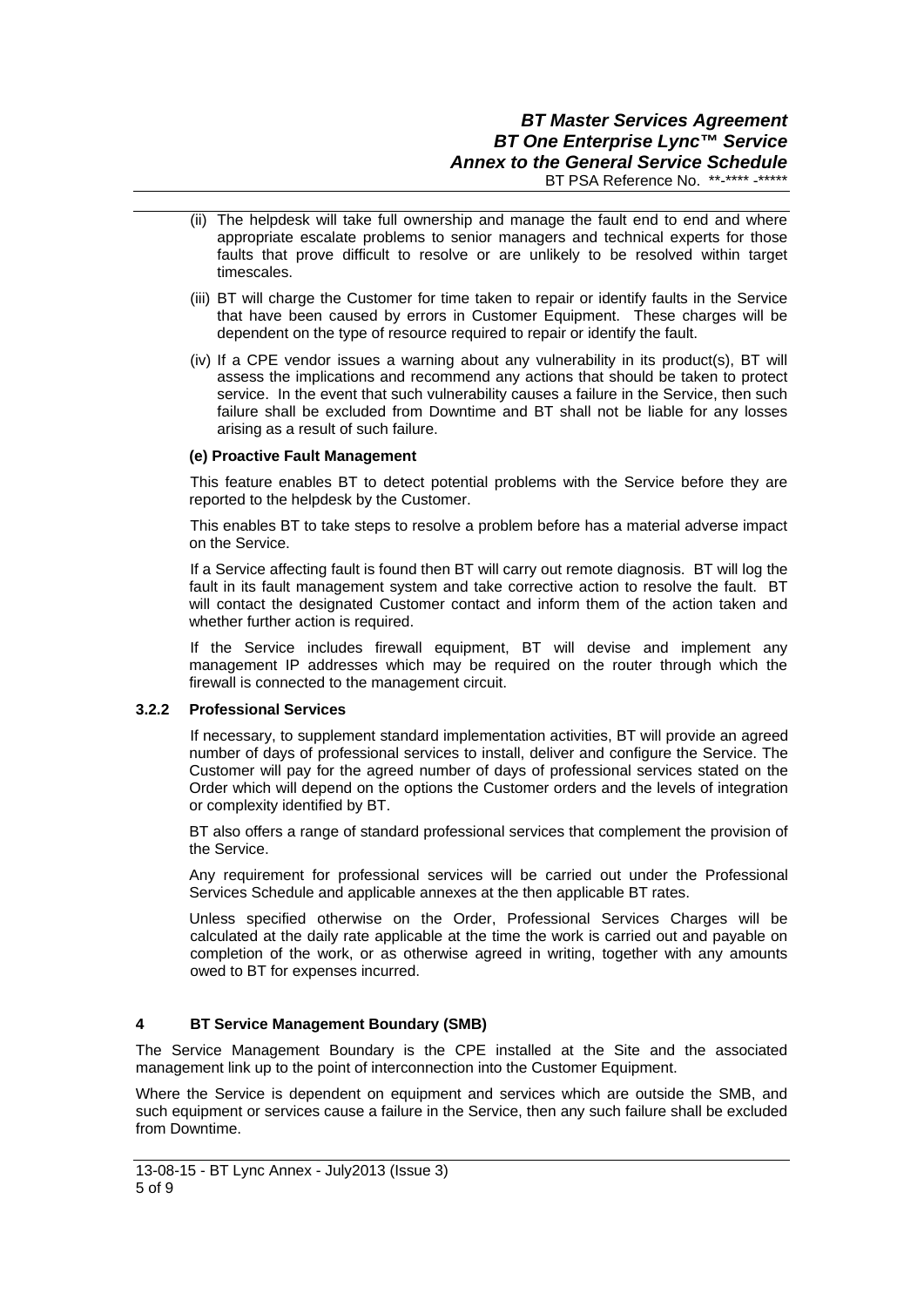(ii) The helpdesk will take full ownership and manage the fault end to end and where appropriate escalate problems to senior managers and technical experts for those faults that prove difficult to resolve or are unlikely to be resolved within target timescales.

(iii) BT will charge the Customer for time taken to repair or identify faults in the Service that have been caused by errors in Customer Equipment. These charges will be dependent on the type of resource required to repair or identify the fault.

(iv) If a CPE vendor issues a warning about any vulnerability in its product(s), BT will assess the implications and recommend any actions that should be taken to protect service. In the event that such vulnerability causes a failure in the Service, then such failure shall be excluded from Downtime and BT shall not be liable for any losses arising as a result of such failure.

**(e) Proactive Fault Management**

This feature enables BT to detect potential problems with the Service before they are reported to the helpdesk by the Customer.

This enables BT to take steps to resolve a problem before has a material adverse impact on the Service.

If a Service affecting fault is found then BT will carry out remote diagnosis. BT will log the fault in its fault management system and take corrective action to resolve the fault. BT will contact the designated Customer contact and inform them of the action taken and whether further action is required.

If the Service includes firewall equipment, BT will devise and implement any management IP addresses which may be required on the router through which the firewall is connected to the management circuit.

### 3.2.2 Professional Services

If necessary, to supplement standard implementation activities, BT will provide an agreed number of days of professional services to install, deliver and configure the Service. The Customer will pay for the agreed number of days of professional services stated on the Order which will depend on the options the Customer orders and the levels of integration or complexity identified by BT.

BT also offers a range of standard professional services that complement the provision of the Service.

Any requirement for professional services will be carried out under the Professional Services Schedule and applicable annexes at the then applicable BT rates.

Unless specified otherwise on the Order, Professional Services Charges will be calculated at the daily rate applicable at the time the work is carried out and payable on completion of the work, or as otherwise agreed in writing, together with any amounts owed to BT for expenses incurred.

## 4 BT Service Management Boundary (SMB)

The Service Management Boundary is the CPE installed at the Site and the associated management link up to the point of interconnection into the Customer Equipment.

Where the Service is dependent on equipment and services which are outside the SMB, and such equipment or services cause a failure in the Service, then any such failure shall be excluded from Downtime.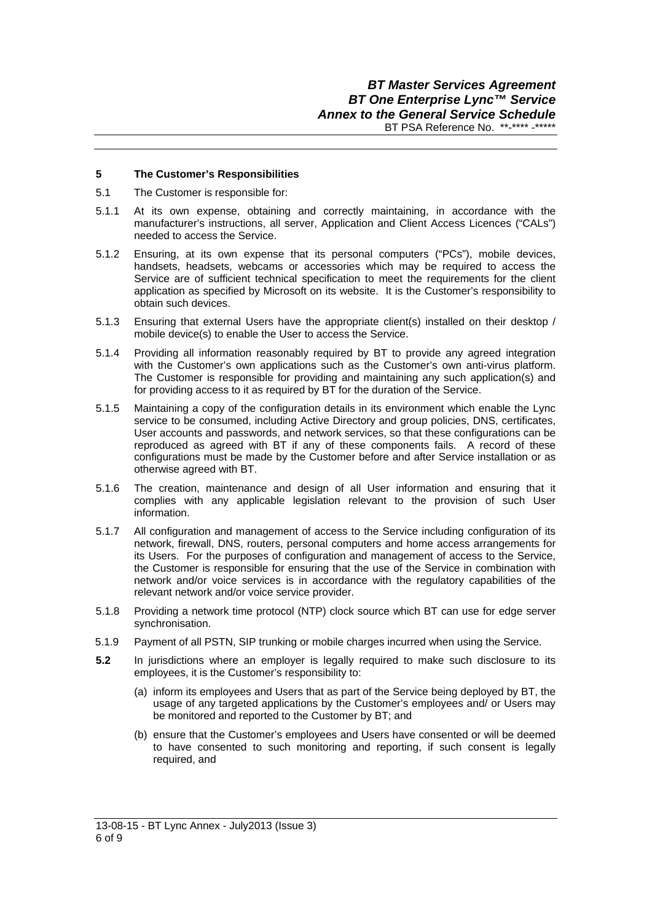## 5 The Customer's Responsibilities

5.1 The Customer is responsible for:

5.1.1 At its own expense, obtaining and correctly maintaining, in accordance with the manufacturer's instructions, all server, Application and Client Access Licences ("CALs") needed to access the Service.

5.1.2 Ensuring, at its own expense that its personal computers ("PCs"), mobile devices, handsets, headsets, webcams or accessories which may be required to access the Service are of sufficient technical specification to meet the requirements for the client application as specified by Microsoft on its website. It is the Customer's responsibility to obtain such devices.

5.1.3 Ensuring that external Users have the appropriate client(s) installed on their desktop / mobile device(s) to enable the User to access the Service.

5.1.4 Providing all information reasonably required by BT to provide any agreed integration with the Customer's own applications such as the Customer's own anti-virus platform. The Customer is responsible for providing and maintaining any such application(s) and for providing access to it as required by BT for the duration of the Service.

5.1.5 Maintaining a copy of the configuration details in its environment which enable the Lync service to be consumed, including Active Directory and group policies, DNS, certificates, User accounts and passwords, and network services, so that these configurations can be reproduced as agreed with BT if any of these components fails. A record of these configurations must be made by the Customer before and after Service installation or as otherwise agreed with BT.

5.1.6 The creation, maintenance and design of all User information and ensuring that it complies with any applicable legislation relevant to the provision of such User information.

5.1.7 All configuration and management of access to the Service including configuration of its network, firewall, DNS, routers, personal computers and home access arrangements for its Users. For the purposes of configuration and management of access to the Service, the Customer is responsible for ensuring that the use of the Service in combination with network and/or voice services is in accordance with the regulatory capabilities of the relevant network and/or voice service provider.

5.1.8 Providing a network time protocol (NTP) clock source which BT can use for edge server synchronisation.

5.1.9 Payment of all PSTN, SIP trunking or mobile charges incurred when using the Service.

**5.2** In jurisdictions where an employer is legally required to make such disclosure to its employees, it is the Customer's responsibility to:

(a) inform its employees and Users that as part of the Service being deployed by BT, the usage of any targeted applications by the Customer's employees and/ or Users may be monitored and reported to the Customer by BT; and

(b) ensure that the Customer's employees and Users have consented or will be deemed to have consented to such monitoring and reporting, if such consent is legally required, and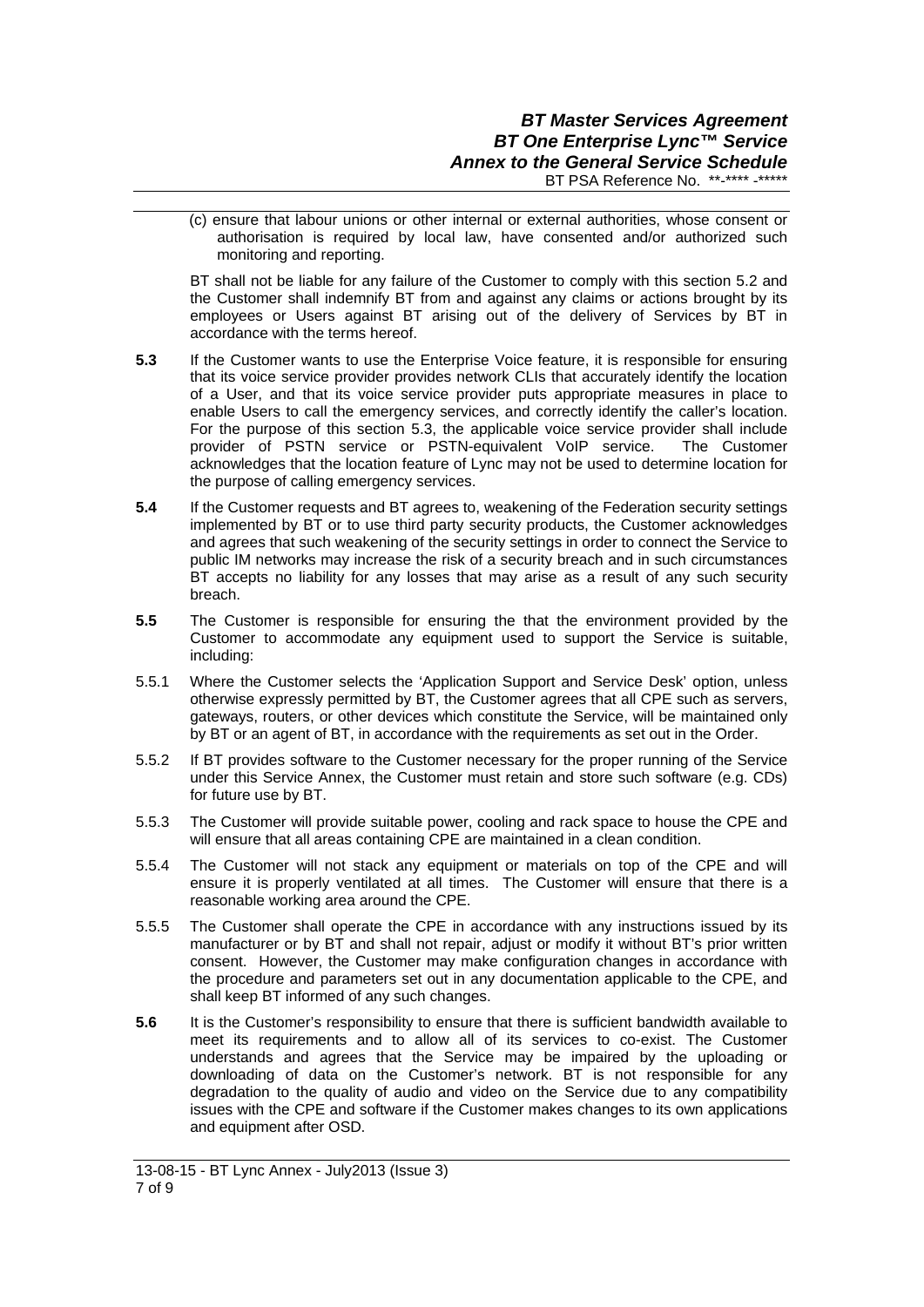(c) ensure that labour unions or other internal or external authorities, whose consent or authorisation is required by local law, have consented and/or authorized such monitoring and reporting.

BT shall not be liable for any failure of the Customer to comply with this section 5.2 and the Customer shall indemnify BT from and against any claims or actions brought by its employees or Users against BT arising out of the delivery of Services by BT in accordance with the terms hereof.

**5.3** If the Customer wants to use the Enterprise Voice feature, it is responsible for ensuring that its voice service provider provides network CLIs that accurately identify the location of a User, and that its voice service provider puts appropriate measures in place to enable Users to call the emergency services, and correctly identify the caller's location. For the purpose of this section 5.3, the applicable voice service provider shall include provider of PSTN service or PSTN-equivalent VoIP service. The Customer acknowledges that the location feature of Lync may not be used to determine location for the purpose of calling emergency services.

**5.4** If the Customer requests and BT agrees to, weakening of the Federation security settings implemented by BT or to use third party security products, the Customer acknowledges and agrees that such weakening of the security settings in order to connect the Service to public IM networks may increase the risk of a security breach and in such circumstances BT accepts no liability for any losses that may arise as a result of any such security breach.

**5.5** The Customer is responsible for ensuring the that the environment provided by the Customer to accommodate any equipment used to support the Service is suitable, including:

5.5.1 Where the Customer selects the 'Application Support and Service Desk' option, unless otherwise expressly permitted by BT, the Customer agrees that all CPE such as servers, gateways, routers, or other devices which constitute the Service, will be maintained only by BT or an agent of BT, in accordance with the requirements as set out in the Order.

5.5.2 If BT provides software to the Customer necessary for the proper running of the Service under this Service Annex, the Customer must retain and store such software (e.g. CDs) for future use by BT.

5.5.3 The Customer will provide suitable power, cooling and rack space to house the CPE and will ensure that all areas containing CPE are maintained in a clean condition.

5.5.4 The Customer will not stack any equipment or materials on top of the CPE and will ensure it is properly ventilated at all times. The Customer will ensure that there is a reasonable working area around the CPE.

5.5.5 The Customer shall operate the CPE in accordance with any instructions issued by its manufacturer or by BT and shall not repair, adjust or modify it without BT's prior written consent. However, the Customer may make configuration changes in accordance with the procedure and parameters set out in any documentation applicable to the CPE, and shall keep BT informed of any such changes.

**5.6** It is the Customer's responsibility to ensure that there is sufficient bandwidth available to meet its requirements and to allow all of its services to co-exist. The Customer understands and agrees that the Service may be impaired by the uploading or downloading of data on the Customer's network. BT is not responsible for any degradation to the quality of audio and video on the Service due to any compatibility issues with the CPE and software if the Customer makes changes to its own applications and equipment after OSD.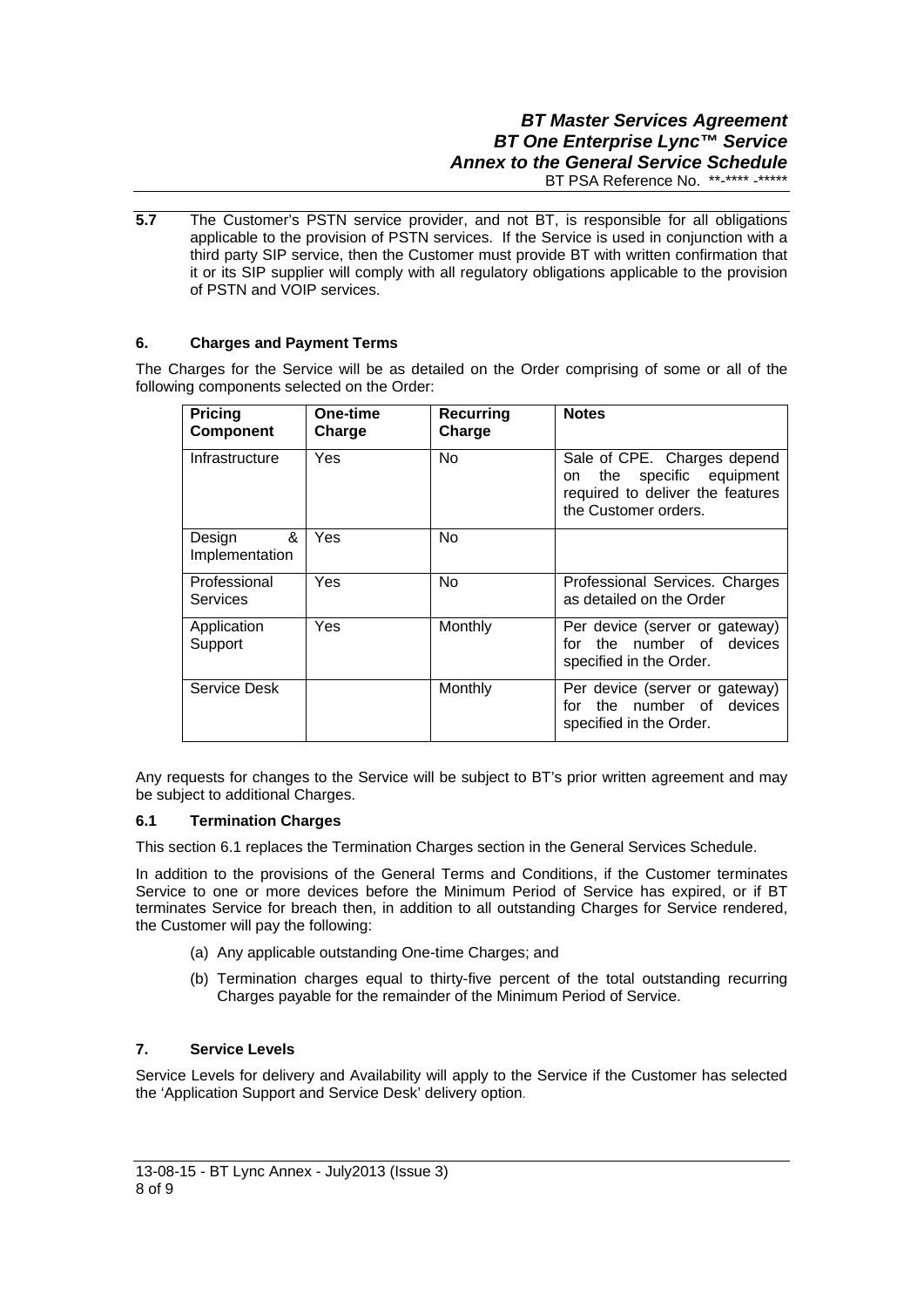**5.7** The Customer's PSTN service provider, and not BT, is responsible for all obligations applicable to the provision of PSTN services. If the Service is used in conjunction with a third party SIP service, then the Customer must provide BT with written confirmation that it or its SIP supplier will comply with all regulatory obligations applicable to the provision of PSTN and VOIP services.

## 6. Charges and Payment Terms

The Charges for the Service will be as detailed on the Order comprising of some or all of the following components selected on the Order:

| Pricing Component | One-time Charge | Recurring Charge | Notes |
|---|---|---|---|
| Infrastructure | Yes | No | Sale of CPE. Charges depend on the specific equipment required to deliver the features the Customer orders. |
| Design & Implementation | Yes | No | |
| Professional Services | Yes | No | Professional Services. Charges as detailed on the Order |
| Application Support | Yes | Monthly | Per device (server or gateway) for the number of devices specified in the Order. |
| Service Desk | | Monthly | Per device (server or gateway) for the number of devices specified in the Order. |

Any requests for changes to the Service will be subject to BT's prior written agreement and may be subject to additional Charges.

### 6.1 Termination Charges

This section 6.1 replaces the Termination Charges section in the General Services Schedule.

In addition to the provisions of the General Terms and Conditions, if the Customer terminates Service to one or more devices before the Minimum Period of Service has expired, or if BT terminates Service for breach then, in addition to all outstanding Charges for Service rendered, the Customer will pay the following:

(a) Any applicable outstanding One-time Charges; and

(b) Termination charges equal to thirty-five percent of the total outstanding recurring Charges payable for the remainder of the Minimum Period of Service.

## 7. Service Levels

Service Levels for delivery and Availability will apply to the Service if the Customer has selected the 'Application Support and Service Desk' delivery option.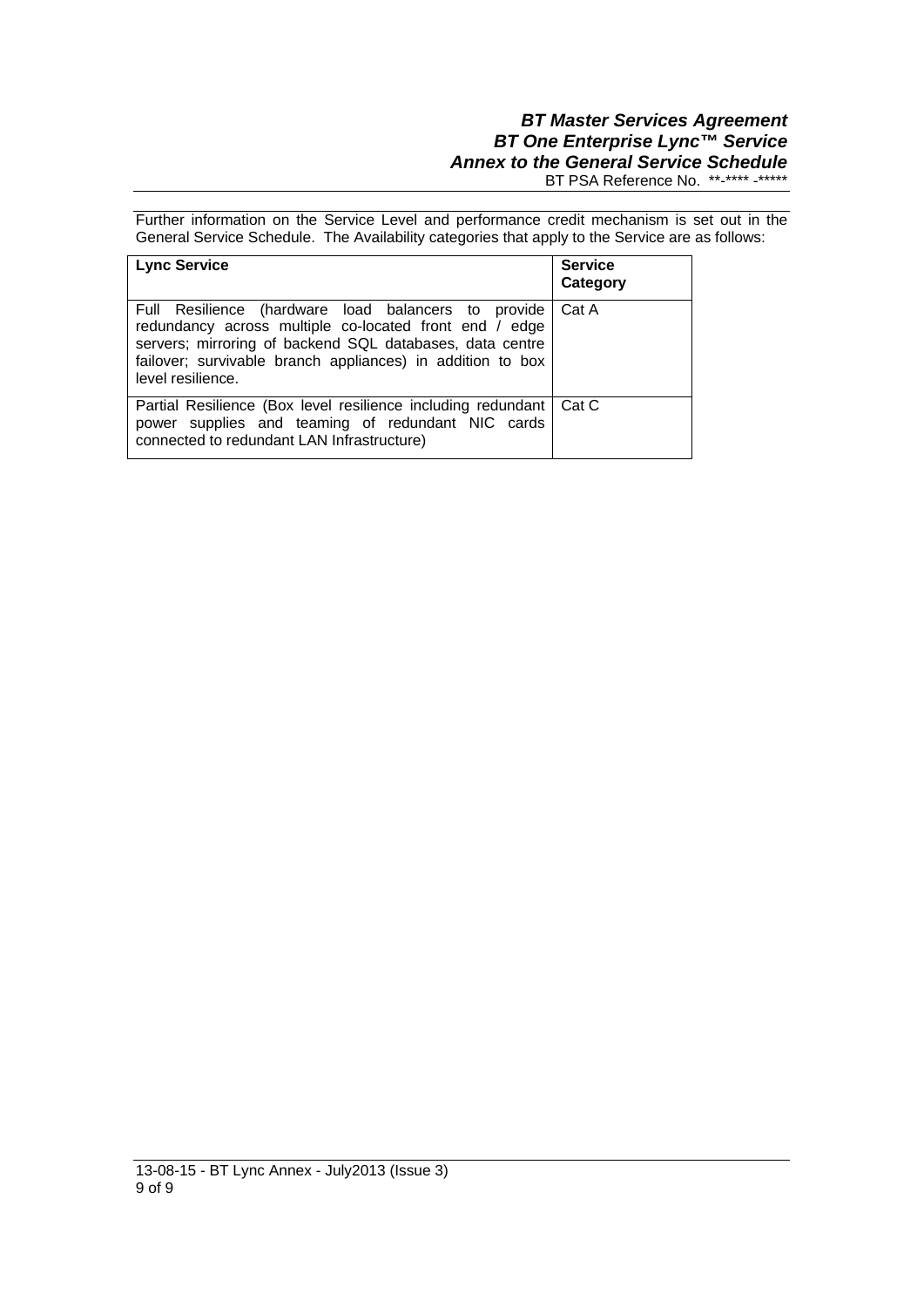Further information on the Service Level and performance credit mechanism is set out in the General Service Schedule. The Availability categories that apply to the Service are as follows:

| Lync Service | Service Category |
|---|---|
| Full Resilience (hardware load balancers to provide redundancy across multiple co-located front end / edge servers; mirroring of backend SQL databases, data centre failover; survivable branch appliances) in addition to box level resilience. | Cat A |
| Partial Resilience (Box level resilience including redundant power supplies and teaming of redundant NIC cards connected to redundant LAN Infrastructure) | Cat C |